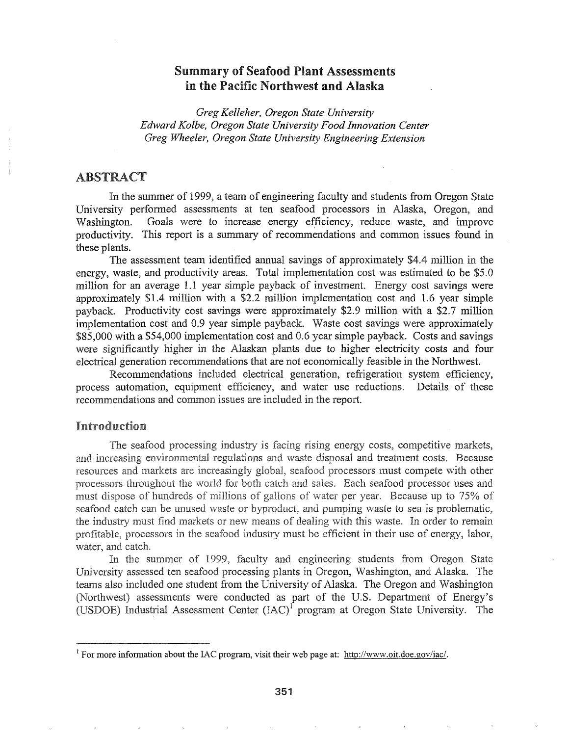# Summary of Seafood Plant Assessments in the Pacific Northwest and Alaska

*Greg Kelleher, Oregon State University*
*Edward Kolbe, Oregon State University Food Innovation Center*
*Greg Wheeler, Oregon State University Engineering Extension*

## ABSTRACT

In the summer of 1999, a team of engineering faculty and students from Oregon State University performed assessments at ten seafood processors in Alaska, Oregon, and Washington. Goals were to increase energy efficiency, reduce waste, and improve productivity. This report is a summary of recommendations and common issues found in these plants.

The assessment team identified annual savings of approximately $4.4 million in the energy, waste, and productivity areas. Total implementation cost was estimated to be $5.0 million for an average 1.1 year simple payback of investment. Energy cost savings were approximately $1.4 million with a $2.2 million implementation cost and 1.6 year simple payback. Productivity cost savings were approximately $2.9 million with a $2.7 million implementation cost and 0.9 year simple payback. Waste cost savings were approximately $85,000 with a $54,000 implementation cost and 0.6 year simple payback. Costs and savings were significantly higher in the Alaskan plants due to higher electricity costs and four electrical generation recommendations that are not economically feasible in the Northwest.

Recommendations included electrical generation, refrigeration system efficiency, process automation, equipment efficiency, and water use reductions. Details of these recommendations and common issues are included in the report.

## Introduction

The seafood processing industry is facing rising energy costs, competitive markets, and increasing environmental regulations and waste disposal and treatment costs. Because resources and markets are increasingly global, seafood processors must compete with other processors throughout the world for both catch and sales. Each seafood processor uses and must dispose of hundreds of millions of gallons of water per year. Because up to 75% of seafood catch can be unused waste or byproduct, and pumping waste to sea is problematic, the industry must find markets or new means of dealing with this waste. In order to remain profitable, processors in the seafood industry must be efficient in their use of energy, labor, water, and catch.

In the summer of 1999, faculty and engineering students from Oregon State University assessed ten seafood processing plants in Oregon, Washington, and Alaska. The teams also included one student from the University of Alaska. The Oregon and Washington (Northwest) assessments were conducted as part of the U.S. Department of Energy's (USDOE) Industrial Assessment Center (IAC)[1] program at Oregon State University. The

[1] For more information about the IAC program, visit their web page at: http://www.oit.doe.gov/iac/.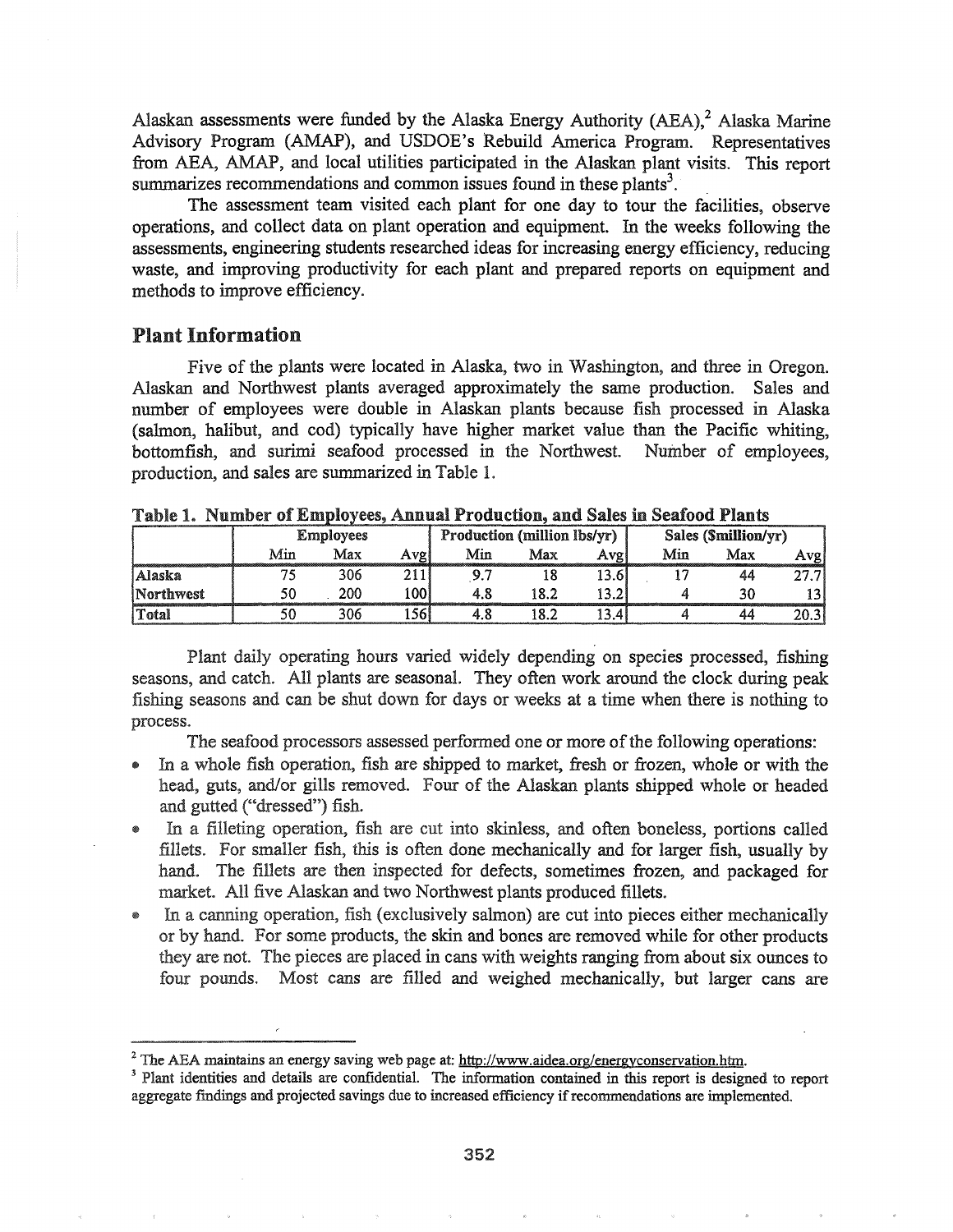Alaskan assessments were funded by the Alaska Energy Authority (AEA),[2] Alaska Marine Advisory Program (AMAP), and USDOE's Rebuild America Program. Representatives from AEA, AMAP, and local utilities participated in the Alaskan plant visits. This report summarizes recommendations and common issues found in these plants[3].

The assessment team visited each plant for one day to tour the facilities, observe operations, and collect data on plant operation and equipment. In the weeks following the assessments, engineering students researched ideas for increasing energy efficiency, reducing waste, and improving productivity for each plant and prepared reports on equipment and methods to improve efficiency.

## Plant Information

Five of the plants were located in Alaska, two in Washington, and three in Oregon. Alaskan and Northwest plants averaged approximately the same production. Sales and number of employees were double in Alaskan plants because fish processed in Alaska (salmon, halibut, and cod) typically have higher market value than the Pacific whiting, bottomfish, and surimi seafood processed in the Northwest. Number of employees, production, and sales are summarized in Table 1.

**Table 1. Number of Employees, Annual Production, and Sales in Seafood Plants**

| | Employees | | | Production (million lbs/yr) | | | Sales ($million/yr) | | |
|---|---|---|---|---|---|---|---|---|---|
| | Min | Max | Avg | Min | Max | Avg | Min | Max | Avg |
| **Alaska** | 75 | 306 | 211 | 9.7 | 18 | 13.6 | 17 | 44 | 27.7 |
| **Northwest** | 50 | 200 | 100 | 4.8 | 18.2 | 13.2 | 4 | 30 | 13 |
| **Total** | 50 | 306 | 156 | 4.8 | 18.2 | 13.4 | 4 | 44 | 20.3 |

Plant daily operating hours varied widely depending on species processed, fishing seasons, and catch. All plants are seasonal. They often work around the clock during peak fishing seasons and can be shut down for days or weeks at a time when there is nothing to process.

The seafood processors assessed performed one or more of the following operations:

- In a whole fish operation, fish are shipped to market, fresh or frozen, whole or with the head, guts, and/or gills removed. Four of the Alaskan plants shipped whole or headed and gutted ("dressed") fish.
- In a filleting operation, fish are cut into skinless, and often boneless, portions called fillets. For smaller fish, this is often done mechanically and for larger fish, usually by hand. The fillets are then inspected for defects, sometimes frozen, and packaged for market. All five Alaskan and two Northwest plants produced fillets.
- In a canning operation, fish (exclusively salmon) are cut into pieces either mechanically or by hand. For some products, the skin and bones are removed while for other products they are not. The pieces are placed in cans with weights ranging from about six ounces to four pounds. Most cans are filled and weighed mechanically, but larger cans are

---

[2] The AEA maintains an energy saving web page at: http://www.aidea.org/energyconservation.htm.

[3] Plant identities and details are confidential. The information contained in this report is designed to report aggregate findings and projected savings due to increased efficiency if recommendations are implemented.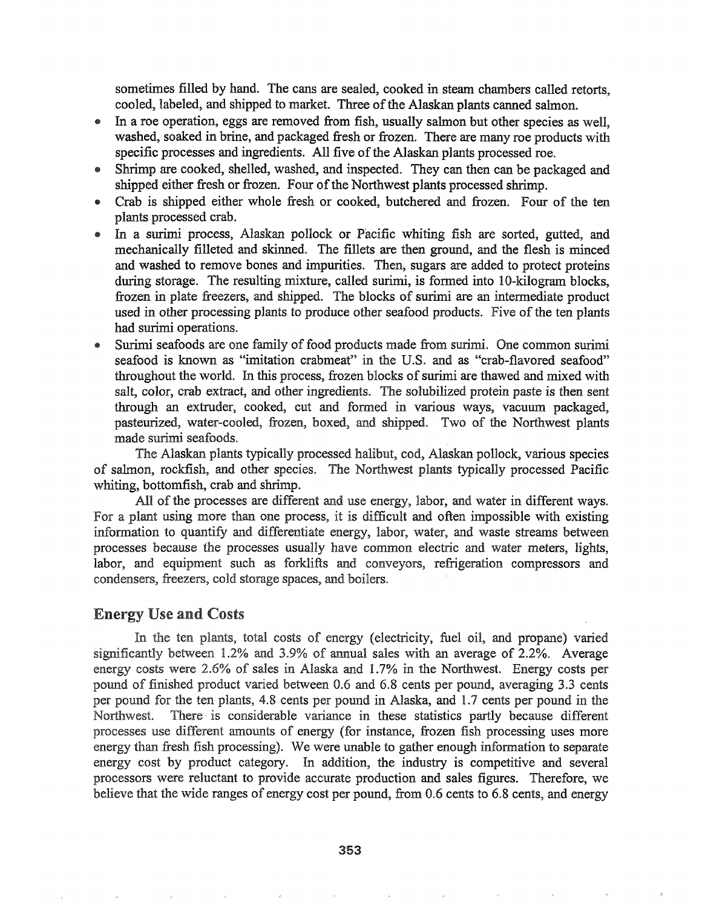sometimes filled by hand. The cans are sealed, cooked in steam chambers called retorts, cooled, labeled, and shipped to market. Three of the Alaskan plants canned salmon.

- In a roe operation, eggs are removed from fish, usually salmon but other species as well, washed, soaked in brine, and packaged fresh or frozen. There are many roe products with specific processes and ingredients. All five of the Alaskan plants processed roe.
- Shrimp are cooked, shelled, washed, and inspected. They can then can be packaged and shipped either fresh or frozen. Four of the Northwest plants processed shrimp.
- Crab is shipped either whole fresh or cooked, butchered and frozen. Four of the ten plants processed crab.
- In a surimi process, Alaskan pollock or Pacific whiting fish are sorted, gutted, and mechanically filleted and skinned. The fillets are then ground, and the flesh is minced and washed to remove bones and impurities. Then, sugars are added to protect proteins during storage. The resulting mixture, called surimi, is formed into 10-kilogram blocks, frozen in plate freezers, and shipped. The blocks of surimi are an intermediate product used in other processing plants to produce other seafood products. Five of the ten plants had surimi operations.
- Surimi seafoods are one family of food products made from surimi. One common surimi seafood is known as "imitation crabmeat" in the U.S. and as "crab-flavored seafood" throughout the world. In this process, frozen blocks of surimi are thawed and mixed with salt, color, crab extract, and other ingredients. The solubilized protein paste is then sent through an extruder, cooked, cut and formed in various ways, vacuum packaged, pasteurized, water-cooled, frozen, boxed, and shipped. Two of the Northwest plants made surimi seafoods.

The Alaskan plants typically processed halibut, cod, Alaskan pollock, various species of salmon, rockfish, and other species. The Northwest plants typically processed Pacific whiting, bottomfish, crab and shrimp.

All of the processes are different and use energy, labor, and water in different ways. For a plant using more than one process, it is difficult and often impossible with existing information to quantify and differentiate energy, labor, water, and waste streams between processes because the processes usually have common electric and water meters, lights, labor, and equipment such as forklifts and conveyors, refrigeration compressors and condensers, freezers, cold storage spaces, and boilers.

## Energy Use and Costs

In the ten plants, total costs of energy (electricity, fuel oil, and propane) varied significantly between 1.2% and 3.9% of annual sales with an average of 2.2%. Average energy costs were 2.6% of sales in Alaska and 1.7% in the Northwest. Energy costs per pound of finished product varied between 0.6 and 6.8 cents per pound, averaging 3.3 cents per pound for the ten plants, 4.8 cents per pound in Alaska, and 1.7 cents per pound in the Northwest. There is considerable variance in these statistics partly because different processes use different amounts of energy (for instance, frozen fish processing uses more energy than fresh fish processing). We were unable to gather enough information to separate energy cost by product category. In addition, the industry is competitive and several processors were reluctant to provide accurate production and sales figures. Therefore, we believe that the wide ranges of energy cost per pound, from 0.6 cents to 6.8 cents, and energy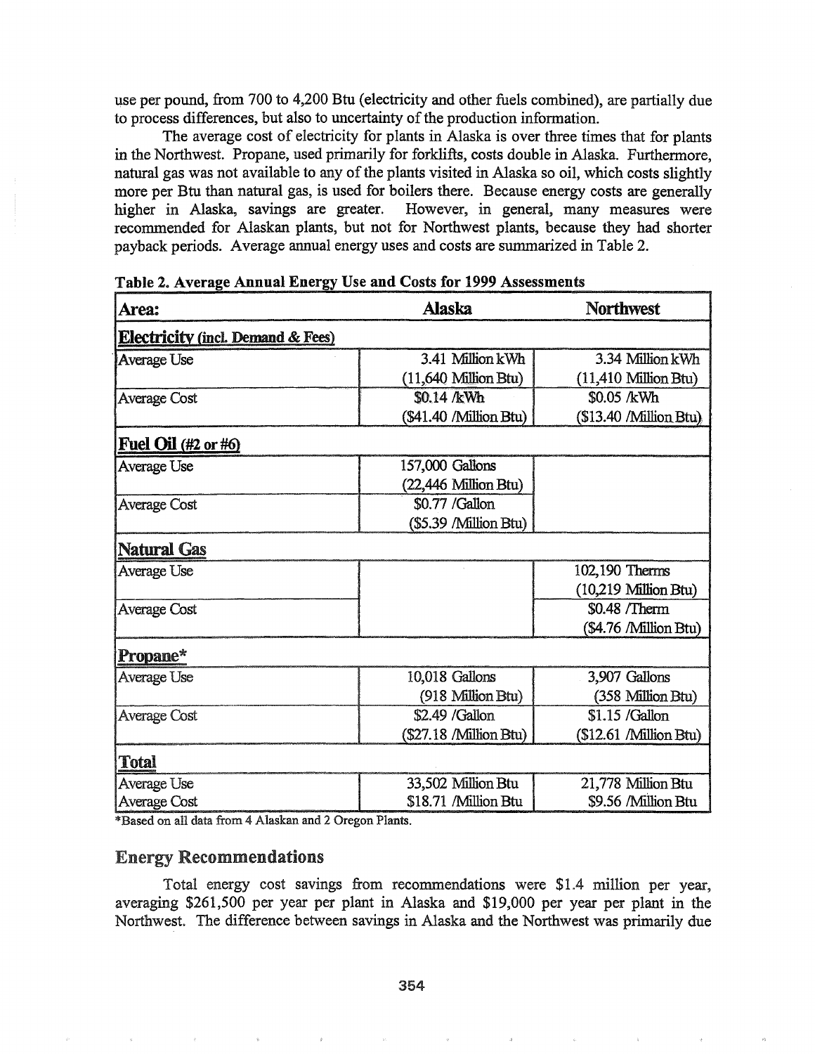use per pound, from 700 to 4,200 Btu (electricity and other fuels combined), are partially due to process differences, but also to uncertainty of the production information.

The average cost of electricity for plants in Alaska is over three times that for plants in the Northwest. Propane, used primarily for forklifts, costs double in Alaska. Furthermore, natural gas was not available to any of the plants visited in Alaska so oil, which costs slightly more per Btu than natural gas, is used for boilers there. Because energy costs are generally higher in Alaska, savings are greater. However, in general, many measures were recommended for Alaskan plants, but not for Northwest plants, because they had shorter payback periods. Average annual energy uses and costs are summarized in Table 2.

**Table 2. Average Annual Energy Use and Costs for 1999 Assessments**

| Area: | Alaska | Northwest |
|---|---|---|
| **Electricity (incl. Demand & Fees)** | | |
| Average Use | 3.41 Million kWh (11,640 Million Btu) | 3.34 Million kWh (11,410 Million Btu) |
| Average Cost | $0.14 /kWh ($41.40 /Million Btu) | $0.05 /kWh ($13.40 /Million Btu) |
| **Fuel Oil (#2 or #6)** | | |
| Average Use | 157,000 Gallons (22,446 Million Btu) | |
| Average Cost | $0.77 /Gallon ($5.39 /Million Btu) | |
| **Natural Gas** | | |
| Average Use | | 102,190 Therms (10,219 Million Btu) |
| Average Cost | | $0.48 /Therm ($4.76 /Million Btu) |
| **Propane*** | | |
| Average Use | 10,018 Gallons (918 Million Btu) | 3,907 Gallons (358 Million Btu) |
| Average Cost | $2.49 /Gallon ($27.18 /Million Btu) | $1.15 /Gallon ($12.61 /Million Btu) |
| **Total** | | |
| Average Use | 33,502 Million Btu | 21,778 Million Btu |
| Average Cost | $18.71 /Million Btu | $9.56 /Million Btu |

*Based on all data from 4 Alaskan and 2 Oregon Plants.

## Energy Recommendations

Total energy cost savings from recommendations were $1.4 million per year, averaging $261,500 per year per plant in Alaska and $19,000 per year per plant in the Northwest. The difference between savings in Alaska and the Northwest was primarily due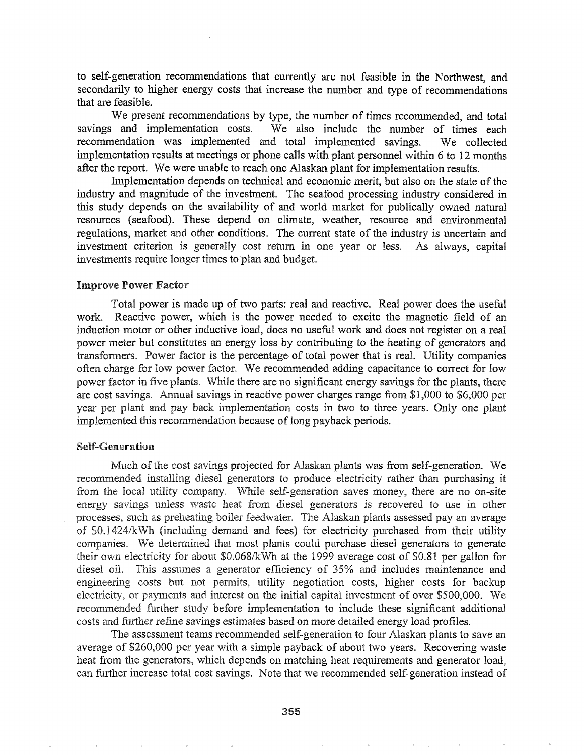to self-generation recommendations that currently are not feasible in the Northwest, and secondarily to higher energy costs that increase the number and type of recommendations that are feasible.

We present recommendations by type, the number of times recommended, and total savings and implementation costs. We also include the number of times each recommendation was implemented and total implemented savings. We collected implementation results at meetings or phone calls with plant personnel within 6 to 12 months after the report. We were unable to reach one Alaskan plant for implementation results.

Implementation depends on technical and economic merit, but also on the state of the industry and magnitude of the investment. The seafood processing industry considered in this study depends on the availability of and world market for publically owned natural resources (seafood). These depend on climate, weather, resource and environmental regulations, market and other conditions. The current state of the industry is uncertain and investment criterion is generally cost return in one year or less. As always, capital investments require longer times to plan and budget.

### Improve Power Factor

Total power is made up of two parts: real and reactive. Real power does the useful work. Reactive power, which is the power needed to excite the magnetic field of an induction motor or other inductive load, does no useful work and does not register on a real power meter but constitutes an energy loss by contributing to the heating of generators and transformers. Power factor is the percentage of total power that is real. Utility companies often charge for low power factor. We recommended adding capacitance to correct for low power factor in five plants. While there are no significant energy savings for the plants, there are cost savings. Annual savings in reactive power charges range from $1,000 to $6,000 per year per plant and pay back implementation costs in two to three years. Only one plant implemented this recommendation because of long payback periods.

### Self-Generation

Much of the cost savings projected for Alaskan plants was from self-generation. We recommended installing diesel generators to produce electricity rather than purchasing it from the local utility company. While self-generation saves money, there are no on-site energy savings unless waste heat from diesel generators is recovered to use in other processes, such as preheating boiler feedwater. The Alaskan plants assessed pay an average of $0.1424/kWh (including demand and fees) for electricity purchased from their utility companies. We determined that most plants could purchase diesel generators to generate their own electricity for about $0.068/kWh at the 1999 average cost of $0.81 per gallon for diesel oil. This assumes a generator efficiency of 35% and includes maintenance and engineering costs but not permits, utility negotiation costs, higher costs for backup electricity, or payments and interest on the initial capital investment of over $500,000. We recommended further study before implementation to include these significant additional costs and further refine savings estimates based on more detailed energy load profiles.

The assessment teams recommended self-generation to four Alaskan plants to save an average of $260,000 per year with a simple payback of about two years. Recovering waste heat from the generators, which depends on matching heat requirements and generator load, can further increase total cost savings. Note that we recommended self-generation instead of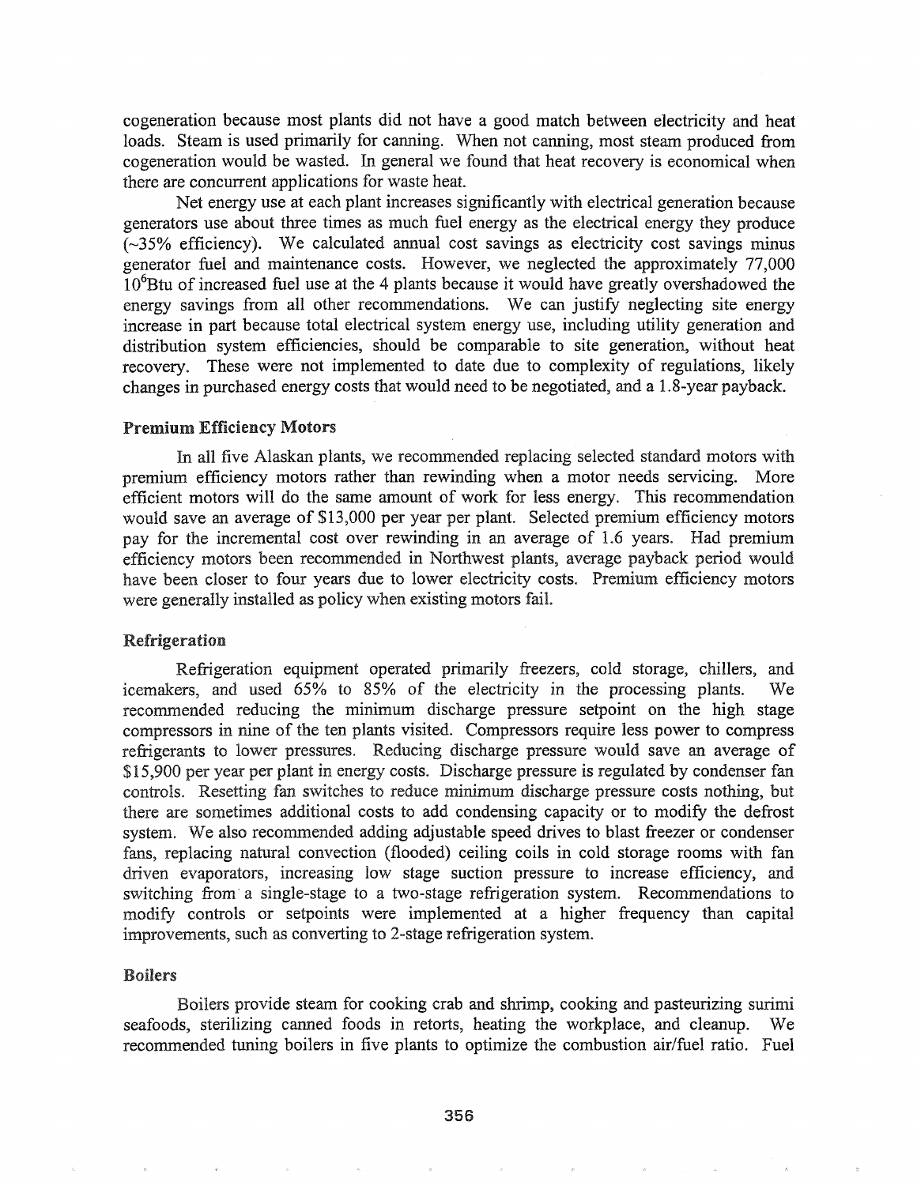cogeneration because most plants did not have a good match between electricity and heat loads. Steam is used primarily for canning. When not canning, most steam produced from cogeneration would be wasted. In general we found that heat recovery is economical when there are concurrent applications for waste heat.

Net energy use at each plant increases significantly with electrical generation because generators use about three times as much fuel energy as the electrical energy they produce (~35% efficiency). We calculated annual cost savings as electricity cost savings minus generator fuel and maintenance costs. However, we neglected the approximately 77,000 $10^6$Btu of increased fuel use at the 4 plants because it would have greatly overshadowed the energy savings from all other recommendations. We can justify neglecting site energy increase in part because total electrical system energy use, including utility generation and distribution system efficiencies, should be comparable to site generation, without heat recovery. These were not implemented to date due to complexity of regulations, likely changes in purchased energy costs that would need to be negotiated, and a 1.8-year payback.

### Premium Efficiency Motors

In all five Alaskan plants, we recommended replacing selected standard motors with premium efficiency motors rather than rewinding when a motor needs servicing. More efficient motors will do the same amount of work for less energy. This recommendation would save an average of $13,000 per year per plant. Selected premium efficiency motors pay for the incremental cost over rewinding in an average of 1.6 years. Had premium efficiency motors been recommended in Northwest plants, average payback period would have been closer to four years due to lower electricity costs. Premium efficiency motors were generally installed as policy when existing motors fail.

### Refrigeration

Refrigeration equipment operated primarily freezers, cold storage, chillers, and icemakers, and used 65% to 85% of the electricity in the processing plants. We recommended reducing the minimum discharge pressure setpoint on the high stage compressors in nine of the ten plants visited. Compressors require less power to compress refrigerants to lower pressures. Reducing discharge pressure would save an average of $15,900 per year per plant in energy costs. Discharge pressure is regulated by condenser fan controls. Resetting fan switches to reduce minimum discharge pressure costs nothing, but there are sometimes additional costs to add condensing capacity or to modify the defrost system. We also recommended adding adjustable speed drives to blast freezer or condenser fans, replacing natural convection (flooded) ceiling coils in cold storage rooms with fan driven evaporators, increasing low stage suction pressure to increase efficiency, and switching from a single-stage to a two-stage refrigeration system. Recommendations to modify controls or setpoints were implemented at a higher frequency than capital improvements, such as converting to 2-stage refrigeration system.

### Boilers

Boilers provide steam for cooking crab and shrimp, cooking and pasteurizing surimi seafoods, sterilizing canned foods in retorts, heating the workplace, and cleanup. We recommended tuning boilers in five plants to optimize the combustion air/fuel ratio. Fuel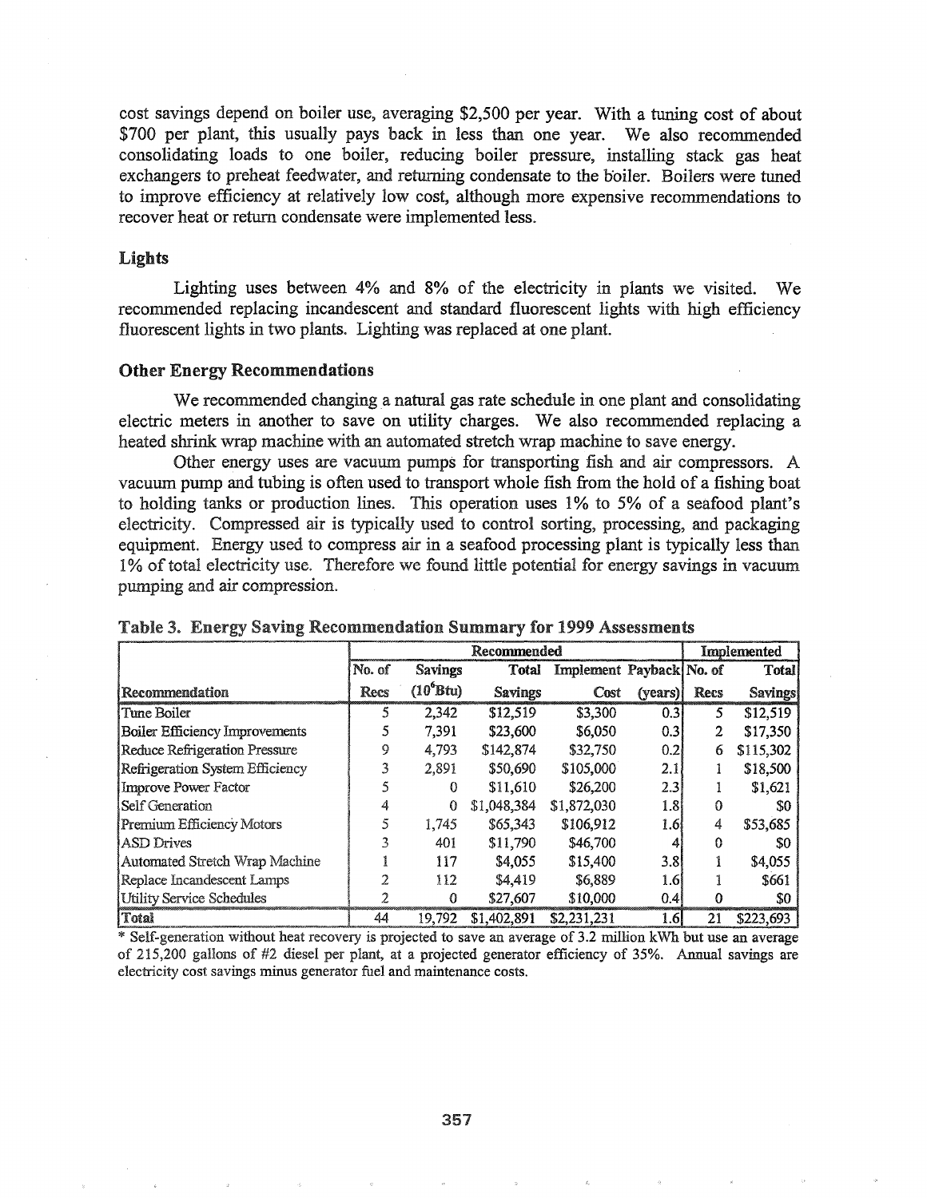cost savings depend on boiler use, averaging $2,500 per year. With a tuning cost of about $700 per plant, this usually pays back in less than one year. We also recommended consolidating loads to one boiler, reducing boiler pressure, installing stack gas heat exchangers to preheat feedwater, and returning condensate to the boiler. Boilers were tuned to improve efficiency at relatively low cost, although more expensive recommendations to recover heat or return condensate were implemented less.

### Lights

Lighting uses between 4% and 8% of the electricity in plants we visited. We recommended replacing incandescent and standard fluorescent lights with high efficiency fluorescent lights in two plants. Lighting was replaced at one plant.

### Other Energy Recommendations

We recommended changing a natural gas rate schedule in one plant and consolidating electric meters in another to save on utility charges. We also recommended replacing a heated shrink wrap machine with an automated stretch wrap machine to save energy.

Other energy uses are vacuum pumps for transporting fish and air compressors. A vacuum pump and tubing is often used to transport whole fish from the hold of a fishing boat to holding tanks or production lines. This operation uses 1% to 5% of a seafood plant's electricity. Compressed air is typically used to control sorting, processing, and packaging equipment. Energy used to compress air in a seafood processing plant is typically less than 1% of total electricity use. Therefore we found little potential for energy savings in vacuum pumping and air compression.

**Table 3. Energy Saving Recommendation Summary for 1999 Assessments**

| | Recommended | | | | | Implemented | |
|---|---|---|---|---|---|---|---|
| Recommendation | No. of Recs | Savings ($10^6$Btu) | Total Savings | Implement Cost | Payback (years) | No. of Recs | Total Savings |
| Tune Boiler | 5 | 2,342 | $12,519 | $3,300 | 0.3 | 5 | $12,519 |
| Boiler Efficiency Improvements | 5 | 7,391 | $23,600 | $6,050 | 0.3 | 2 | $17,350 |
| Reduce Refrigeration Pressure | 9 | 4,793 | $142,874 | $32,750 | 0.2 | 6 | $115,302 |
| Refrigeration System Efficiency | 3 | 2,891 | $50,690 | $105,000 | 2.1 | 1 | $18,500 |
| Improve Power Factor | 5 | 0 | $11,610 | $26,200 | 2.3 | 1 | $1,621 |
| Self Generation | 4 | 0 | $1,048,384 | $1,872,030 | 1.8 | 0 | $0 |
| Premium Efficiency Motors | 5 | 1,745 | $65,343 | $106,912 | 1.6 | 4 | $53,685 |
| ASD Drives | 3 | 401 | $11,790 | $46,700 | 4 | 0 | $0 |
| Automated Stretch Wrap Machine | 1 | 117 | $4,055 | $15,400 | 3.8 | 1 | $4,055 |
| Replace Incandescent Lamps | 2 | 112 | $4,419 | $6,889 | 1.6 | 1 | $661 |
| Utility Service Schedules | 2 | 0 | $27,607 | $10,000 | 0.4 | 0 | $0 |
| Total | 44 | 19,792 | $1,402,891 | $2,231,231 | 1.6 | 21 | $223,693 |

* Self-generation without heat recovery is projected to save an average of 3.2 million kWh but use an average of 215,200 gallons of #2 diesel per plant, at a projected generator efficiency of 35%. Annual savings are electricity cost savings minus generator fuel and maintenance costs.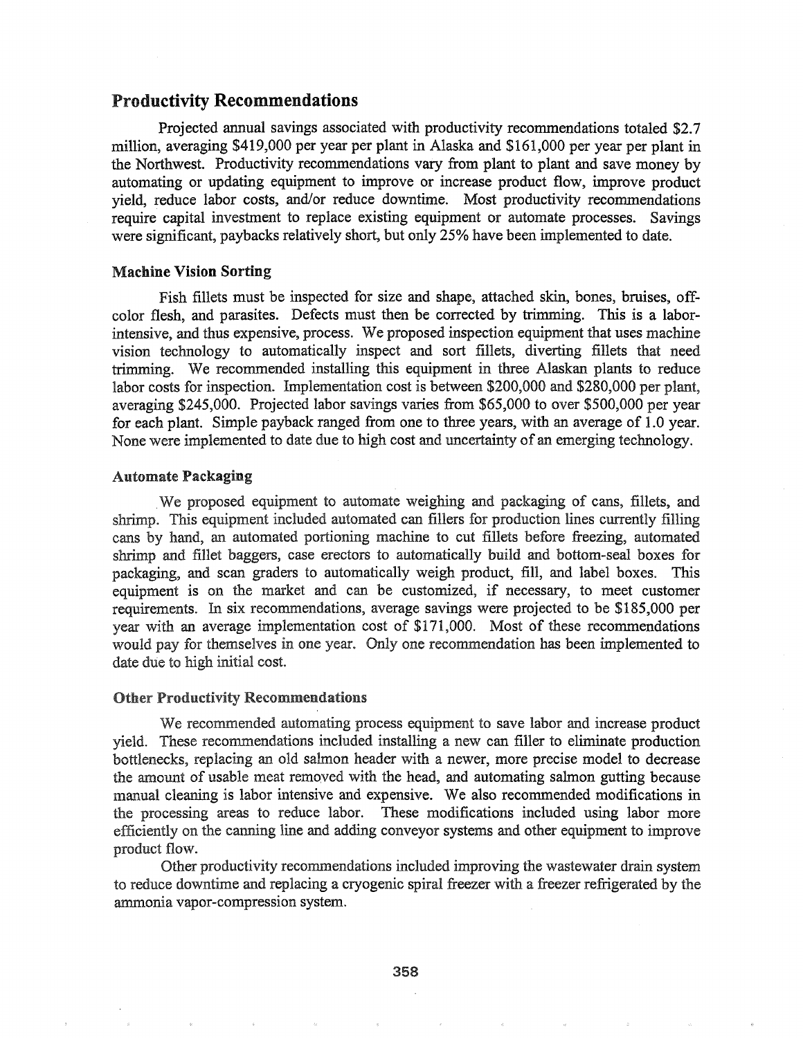## Productivity Recommendations

Projected annual savings associated with productivity recommendations totaled $2.7 million, averaging $419,000 per year per plant in Alaska and $161,000 per year per plant in the Northwest. Productivity recommendations vary from plant to plant and save money by automating or updating equipment to improve or increase product flow, improve product yield, reduce labor costs, and/or reduce downtime. Most productivity recommendations require capital investment to replace existing equipment or automate processes. Savings were significant, paybacks relatively short, but only 25% have been implemented to date.

### Machine Vision Sorting

Fish fillets must be inspected for size and shape, attached skin, bones, bruises, off-color flesh, and parasites. Defects must then be corrected by trimming. This is a labor-intensive, and thus expensive, process. We proposed inspection equipment that uses machine vision technology to automatically inspect and sort fillets, diverting fillets that need trimming. We recommended installing this equipment in three Alaskan plants to reduce labor costs for inspection. Implementation cost is between $200,000 and $280,000 per plant, averaging $245,000. Projected labor savings varies from $65,000 to over $500,000 per year for each plant. Simple payback ranged from one to three years, with an average of 1.0 year. None were implemented to date due to high cost and uncertainty of an emerging technology.

### Automate Packaging

We proposed equipment to automate weighing and packaging of cans, fillets, and shrimp. This equipment included automated can fillers for production lines currently filling cans by hand, an automated portioning machine to cut fillets before freezing, automated shrimp and fillet baggers, case erectors to automatically build and bottom-seal boxes for packaging, and scan graders to automatically weigh product, fill, and label boxes. This equipment is on the market and can be customized, if necessary, to meet customer requirements. In six recommendations, average savings were projected to be $185,000 per year with an average implementation cost of $171,000. Most of these recommendations would pay for themselves in one year. Only one recommendation has been implemented to date due to high initial cost.

### Other Productivity Recommendations

We recommended automating process equipment to save labor and increase product yield. These recommendations included installing a new can filler to eliminate production bottlenecks, replacing an old salmon header with a newer, more precise model to decrease the amount of usable meat removed with the head, and automating salmon gutting because manual cleaning is labor intensive and expensive. We also recommended modifications in the processing areas to reduce labor. These modifications included using labor more efficiently on the canning line and adding conveyor systems and other equipment to improve product flow.

Other productivity recommendations included improving the wastewater drain system to reduce downtime and replacing a cryogenic spiral freezer with a freezer refrigerated by the ammonia vapor-compression system.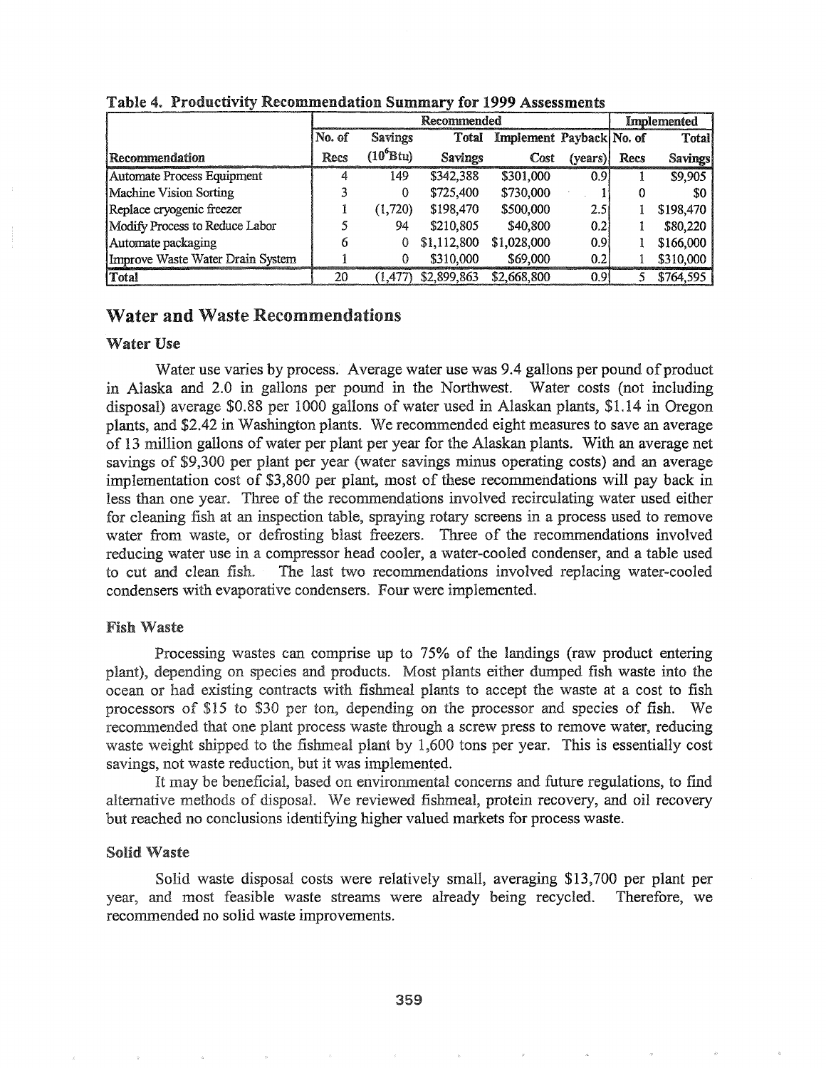**Table 4. Productivity Recommendation Summary for 1999 Assessments**

| | Recommended | | | | | Implemented | |
|---|---|---|---|---|---|---|---|
| Recommendation | No. of Recs | Savings ($10^6$Btu) | Total Savings | Implement Cost | Payback (years) | No. of Recs | Total Savings |
| Automate Process Equipment | 4 | 149 | $342,388 | $301,000 | 0.9 | 1 | $9,905 |
| Machine Vision Sorting | 3 | 0 | $725,400 | $730,000 | 1 | 0 | $0 |
| Replace cryogenic freezer | 1 | (1,720) | $198,470 | $500,000 | 2.5 | 1 | $198,470 |
| Modify Process to Reduce Labor | 5 | 94 | $210,805 | $40,800 | 0.2 | 1 | $80,220 |
| Automate packaging | 6 | 0 | $1,112,800 | $1,028,000 | 0.9 | 1 | $166,000 |
| Improve Waste Water Drain System | 1 | 0 | $310,000 | $69,000 | 0.2 | 1 | $310,000 |
| Total | 20 | (1,477) | $2,899,863 | $2,668,800 | 0.9 | 5 | $764,595 |

## Water and Waste Recommendations

### Water Use

Water use varies by process. Average water use was 9.4 gallons per pound of product in Alaska and 2.0 in gallons per pound in the Northwest. Water costs (not including disposal) average $0.88 per 1000 gallons of water used in Alaskan plants, $1.14 in Oregon plants, and $2.42 in Washington plants. We recommended eight measures to save an average of 13 million gallons of water per plant per year for the Alaskan plants. With an average net savings of $9,300 per plant per year (water savings minus operating costs) and an average implementation cost of $3,800 per plant, most of these recommendations will pay back in less than one year. Three of the recommendations involved recirculating water used either for cleaning fish at an inspection table, spraying rotary screens in a process used to remove water from waste, or defrosting blast freezers. Three of the recommendations involved reducing water use in a compressor head cooler, a water-cooled condenser, and a table used to cut and clean fish. The last two recommendations involved replacing water-cooled condensers with evaporative condensers. Four were implemented.

### Fish Waste

Processing wastes can comprise up to 75% of the landings (raw product entering plant), depending on species and products. Most plants either dumped fish waste into the ocean or had existing contracts with fishmeal plants to accept the waste at a cost to fish processors of $15 to $30 per ton, depending on the processor and species of fish. We recommended that one plant process waste through a screw press to remove water, reducing waste weight shipped to the fishmeal plant by 1,600 tons per year. This is essentially cost savings, not waste reduction, but it was implemented.

It may be beneficial, based on environmental concerns and future regulations, to find alternative methods of disposal. We reviewed fishmeal, protein recovery, and oil recovery but reached no conclusions identifying higher valued markets for process waste.

### Solid Waste

Solid waste disposal costs were relatively small, averaging $13,700 per plant per year, and most feasible waste streams were already being recycled. Therefore, we recommended no solid waste improvements.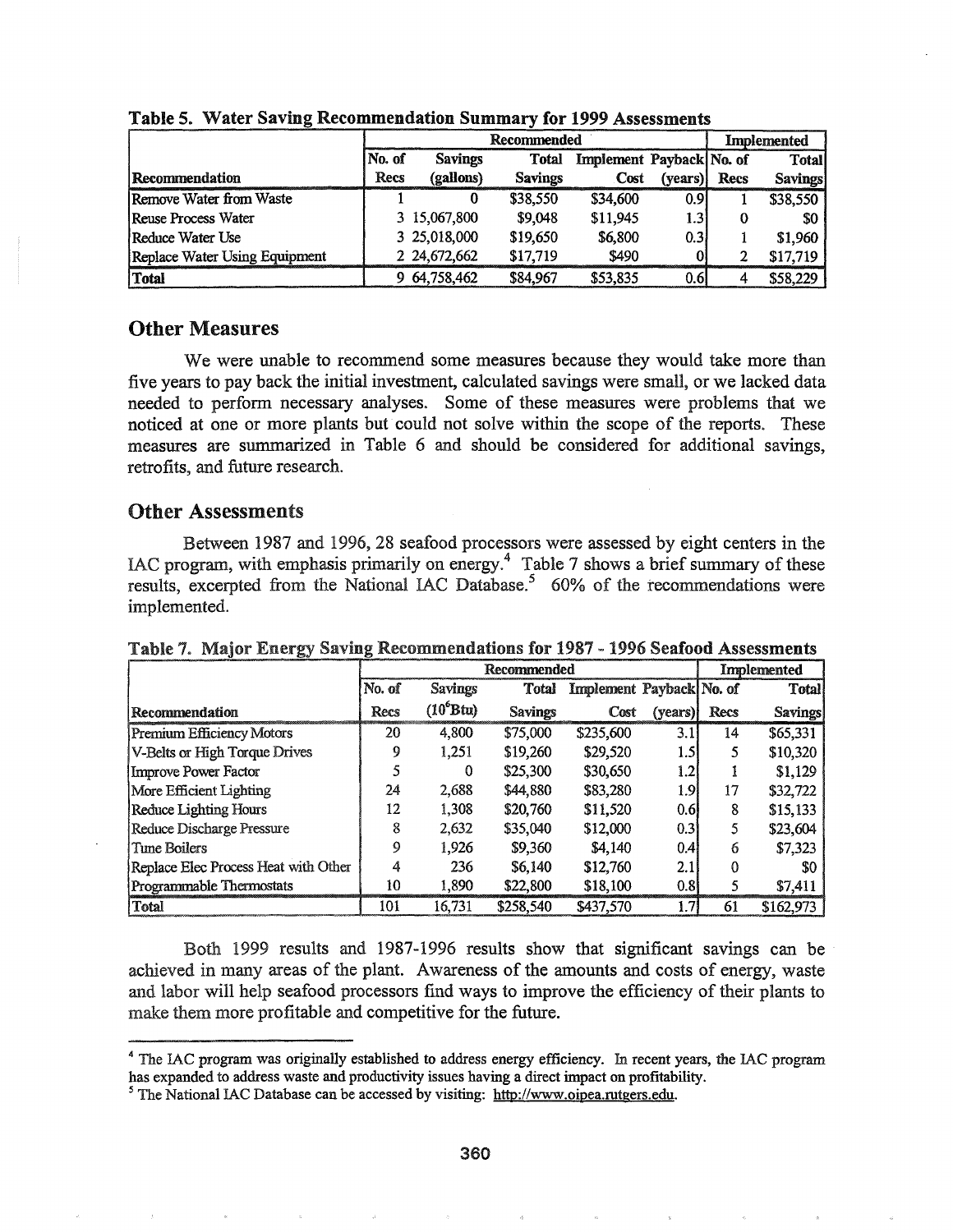**Table 5. Water Saving Recommendation Summary for 1999 Assessments**

| | Recommended | | | | | Implemented | |
|---|---|---|---|---|---|---|---|
| Recommendation | No. of Recs | Savings (gallons) | Total Savings | Implement Cost | Payback (years) | No. of Recs | Total Savings |
| Remove Water from Waste | 1 | 0 | $38,550 | $34,600 | 0.9 | 1 | $38,550 |
| Reuse Process Water | 3 | 15,067,800 | $9,048 | $11,945 | 1.3 | 0 | $0 |
| Reduce Water Use | 3 | 25,018,000 | $19,650 | $6,800 | 0.3 | 1 | $1,960 |
| Replace Water Using Equipment | 2 | 24,672,662 | $17,719 | $490 | 0 | 2 | $17,719 |
| Total | 9 | 64,758,462 | $84,967 | $53,835 | 0.6 | 4 | $58,229 |

## Other Measures

We were unable to recommend some measures because they would take more than five years to pay back the initial investment, calculated savings were small, or we lacked data needed to perform necessary analyses. Some of these measures were problems that we noticed at one or more plants but could not solve within the scope of the reports. These measures are summarized in Table 6 and should be considered for additional savings, retrofits, and future research.

## Other Assessments

Between 1987 and 1996, 28 seafood processors were assessed by eight centers in the IAC program, with emphasis primarily on energy.[4] Table 7 shows a brief summary of these results, excerpted from the National IAC Database.[5] 60% of the recommendations were implemented.

**Table 7. Major Energy Saving Recommendations for 1987 - 1996 Seafood Assessments**

| | Recommended | | | | | Implemented | |
|---|---|---|---|---|---|---|---|
| Recommendation | No. of Recs | Savings ($10^6$Btu) | Total Savings | Implement Cost | Payback (years) | No. of Recs | Total Savings |
| Premium Efficiency Motors | 20 | 4,800 | $75,000 | $235,600 | 3.1 | 14 | $65,331 |
| V-Belts or High Torque Drives | 9 | 1,251 | $19,260 | $29,520 | 1.5 | 5 | $10,320 |
| Improve Power Factor | 5 | 0 | $25,300 | $30,650 | 1.2 | 1 | $1,129 |
| More Efficient Lighting | 24 | 2,688 | $44,880 | $83,280 | 1.9 | 17 | $32,722 |
| Reduce Lighting Hours | 12 | 1,308 | $20,760 | $11,520 | 0.6 | 8 | $15,133 |
| Reduce Discharge Pressure | 8 | 2,632 | $35,040 | $12,000 | 0.3 | 5 | $23,604 |
| Tune Boilers | 9 | 1,926 | $9,360 | $4,140 | 0.4 | 6 | $7,323 |
| Replace Elec Process Heat with Other | 4 | 236 | $6,140 | $12,760 | 2.1 | 0 | $0 |
| Programmable Thermostats | 10 | 1,890 | $22,800 | $18,100 | 0.8 | 5 | $7,411 |
| Total | 101 | 16,731 | $258,540 | $437,570 | 1.7 | 61 | $162,973 |

Both 1999 results and 1987-1996 results show that significant savings can be achieved in many areas of the plant. Awareness of the amounts and costs of energy, waste and labor will help seafood processors find ways to improve the efficiency of their plants to make them more profitable and competitive for the future.

---

[4] The IAC program was originally established to address energy efficiency. In recent years, the IAC program has expanded to address waste and productivity issues having a direct impact on profitability.

[5] The National IAC Database can be accessed by visiting: http://www.oipea.rutgers.edu.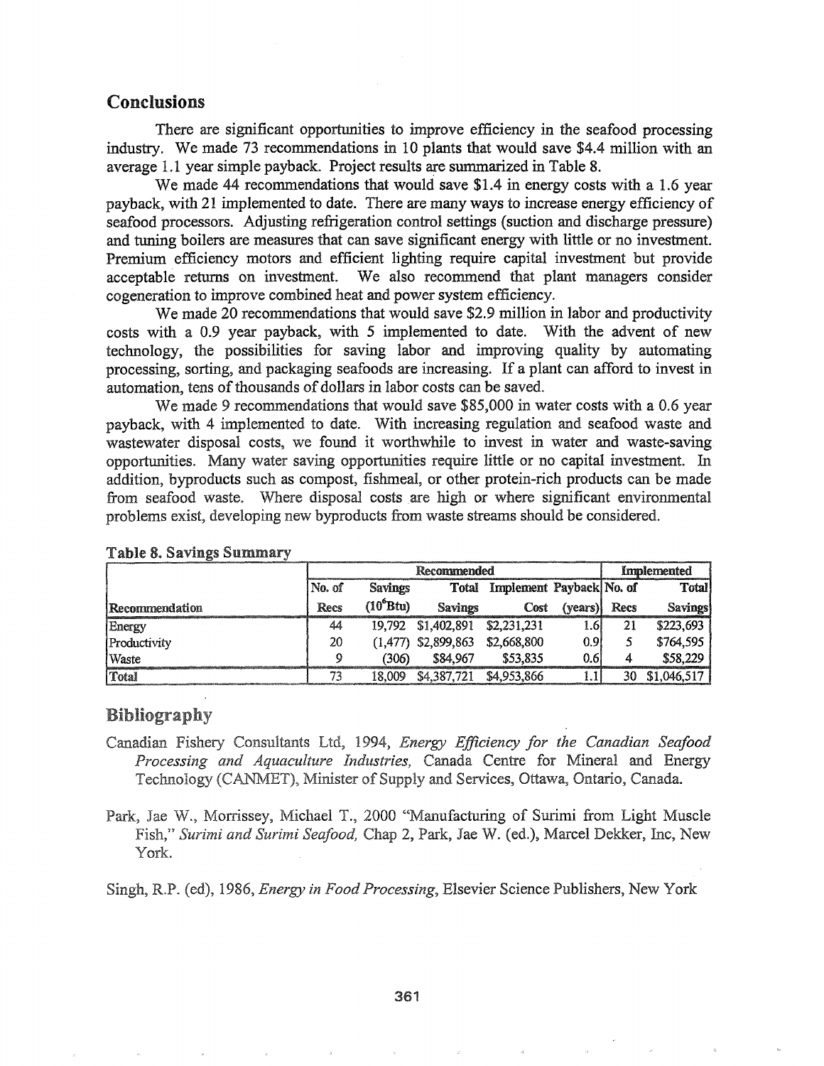## Conclusions

There are significant opportunities to improve efficiency in the seafood processing industry. We made 73 recommendations in 10 plants that would save $4.4 million with an average 1.1 year simple payback. Project results are summarized in Table 8.

We made 44 recommendations that would save $1.4 in energy costs with a 1.6 year payback, with 21 implemented to date. There are many ways to increase energy efficiency of seafood processors. Adjusting refrigeration control settings (suction and discharge pressure) and tuning boilers are measures that can save significant energy with little or no investment. Premium efficiency motors and efficient lighting require capital investment but provide acceptable returns on investment. We also recommend that plant managers consider cogeneration to improve combined heat and power system efficiency.

We made 20 recommendations that would save $2.9 million in labor and productivity costs with a 0.9 year payback, with 5 implemented to date. With the advent of new technology, the possibilities for saving labor and improving quality by automating processing, sorting, and packaging seafoods are increasing. If a plant can afford to invest in automation, tens of thousands of dollars in labor costs can be saved.

We made 9 recommendations that would save $85,000 in water costs with a 0.6 year payback, with 4 implemented to date. With increasing regulation and seafood waste and wastewater disposal costs, we found it worthwhile to invest in water and waste-saving opportunities. Many water saving opportunities require little or no capital investment. In addition, byproducts such as compost, fishmeal, or other protein-rich products can be made from seafood waste. Where disposal costs are high or where significant environmental problems exist, developing new byproducts from waste streams should be considered.

**Table 8. Savings Summary**

| | Recommended | | | | | Implemented | |
|---|---|---|---|---|---|---|---|
| Recommendation | No. of Recs | Savings ($10^6$Btu) | Total Savings | Implement Cost | Payback (years) | No. of Recs | Total Savings |
| Energy | 44 | 19,792 | $1,402,891 | $2,231,231 | 1.6 | 21 | $223,693 |
| Productivity | 20 | (1,477) | $2,899,863 | $2,668,800 | 0.9 | 5 | $764,595 |
| Waste | 9 | (306) | $84,967 | $53,835 | 0.6 | 4 | $58,229 |
| Total | 73 | 18,009 | $4,387,721 | $4,953,866 | 1.1 | 30 | $1,046,517 |

## Bibliography

Canadian Fishery Consultants Ltd, 1994, *Energy Efficiency for the Canadian Seafood Processing and Aquaculture Industries,* Canada Centre for Mineral and Energy Technology (CANMET), Minister of Supply and Services, Ottawa, Ontario, Canada.

Park, Jae W., Morrissey, Michael T., 2000 "Manufacturing of Surimi from Light Muscle Fish," *Surimi and Surimi Seafood,* Chap 2, Park, Jae W. (ed.), Marcel Dekker, Inc, New York.

Singh, R.P. (ed), 1986, *Energy in Food Processing,* Elsevier Science Publishers, New York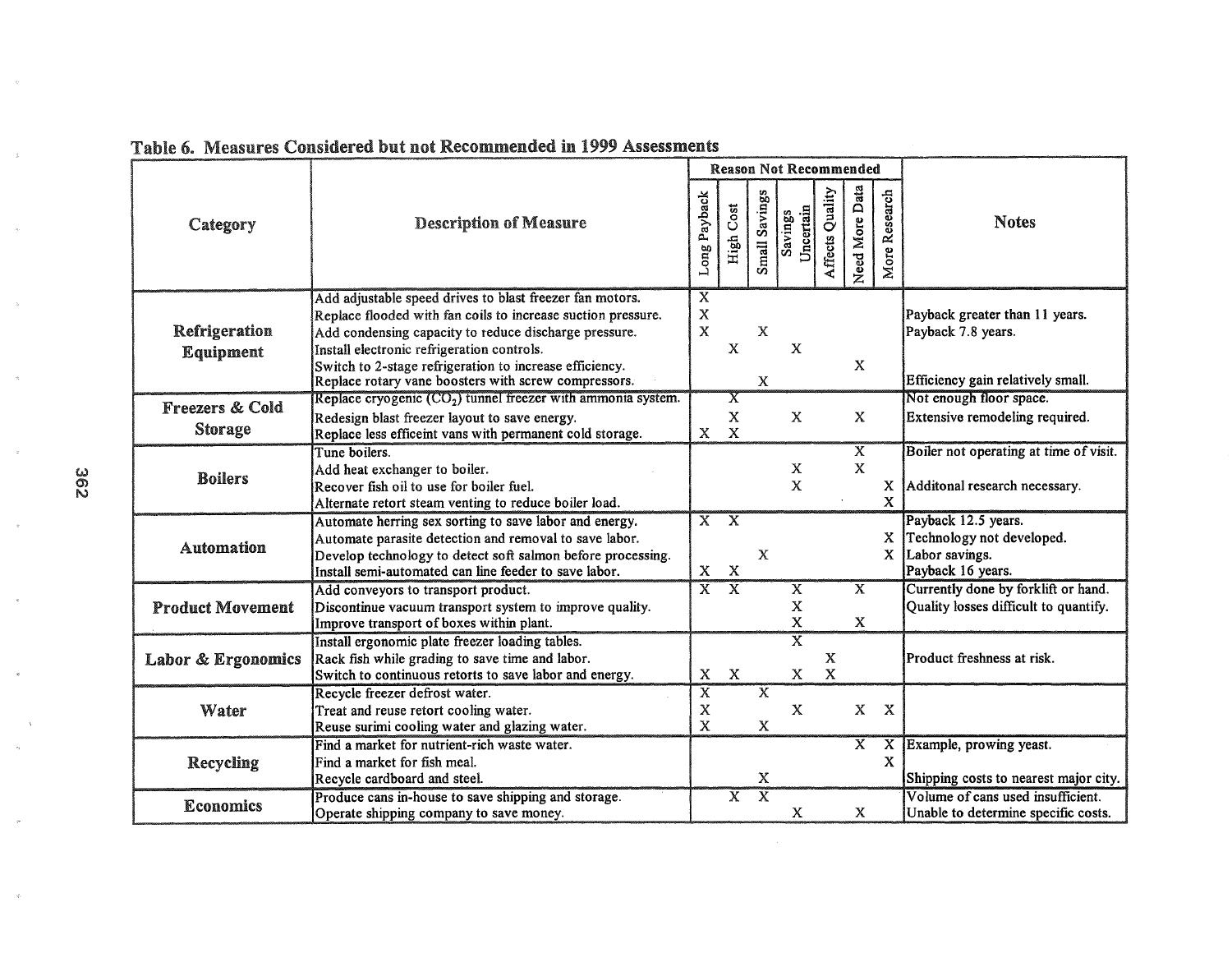## Table 6. Measures Considered but not Recommended in 1999 Assessments

| Category | Description of Measure | Reason Not Recommended | | | | | | | Notes |
|---|---|---|---|---|---|---|---|---|---|
| | | Long Payback | High Cost | Small Savings | Savings Uncertain | Affects Quality | Need More Data | More Research | |
| **Refrigeration Equipment** | Add adjustable speed drives to blast freezer fan motors. | X | | | | | | | |
| | Replace flooded with fan coils to increase suction pressure. | X | | | | | | | Payback greater than 11 years. |
| | Add condensing capacity to reduce discharge pressure. | X | | X | | | | | Payback 7.8 years. |
| | Install electronic refrigeration controls. | | X | | X | | | | |
| | Switch to 2-stage refrigeration to increase efficiency. | | | | | | X | | |
| | Replace rotary vane boosters with screw compressors. | | | X | | | | | Efficiency gain relatively small. |
| **Freezers & Cold Storage** | Replace cryogenic ($CO_2$) tunnel freezer with ammonia system. | | X | | | | | | Not enough floor space. |
| | Redesign blast freezer layout to save energy. | | X | | X | | X | | Extensive remodeling required. |
| | Replace less efficeint vans with permanent cold storage. | X | X | | | | | | |
| **Boilers** | Tune boilers. | | | | | | X | | Boiler not operating at time of visit. |
| | Add heat exchanger to boiler. | | | | X | | X | | |
| | Recover fish oil to use for boiler fuel. | | | | X | | | X | Additonal research necessary. |
| | Alternate retort steam venting to reduce boiler load. | | | | | | | X | |
| **Automation** | Automate herring sex sorting to save labor and energy. | X | X | | | | | | Payback 12.5 years. |
| | Automate parasite detection and removal to save labor. | | | | | | | X | Technology not developed. |
| | Develop technology to detect soft salmon before processing. | | | X | | | | X | Labor savings. |
| | Install semi-automated can line feeder to save labor. | X | X | | | | | | Payback 16 years. |
| **Product Movement** | Add conveyors to transport product. | X | X | | X | | X | | Currently done by forklift or hand. |
| | Discontinue vacuum transport system to improve quality. | | | | X | | | | Quality losses difficult to quantify. |
| | Improve transport of boxes within plant. | | | | X | | X | | |
| **Labor & Ergonomics** | Install ergonomic plate freezer loading tables. | | | | X | | | | |
| | Rack fish while grading to save time and labor. | | | | | X | | | Product freshness at risk. |
| | Switch to continuous retorts to save labor and energy. | X | X | | X | X | | | |
| **Water** | Recycle freezer defrost water. | X | | X | | | | | |
| | Treat and reuse retort cooling water. | X | | | X | | X | X | |
| | Reuse surimi cooling water and glazing water. | X | | X | | | | | |
| **Recycling** | Find a market for nutrient-rich waste water. | | | | | | X | X | Example, prowing yeast. |
| | Find a market for fish meal. | | | | | | | X | |
| | Recycle cardboard and steel. | | | X | | | | | Shipping costs to nearest major city. |
| **Economics** | Produce cans in-house to save shipping and storage. | | X | X | | | | | Volume of cans used insufficient. |
| | Operate shipping company to save money. | | | | X | | X | | Unable to determine specific costs. |